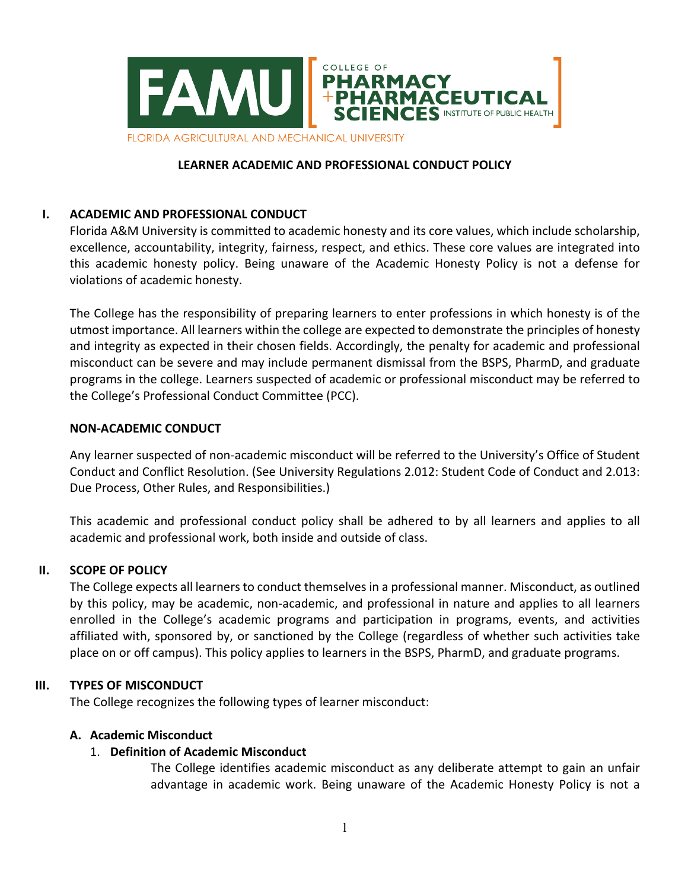FAMU | COLLEGE OF PHARMACY + PHARMACEUTICAL SCIENCES INSTITUTE OF PUBLIC HEALTH

FLORIDA AGRICULTURAL AND MECHANICAL UNIVERSITY

# LEARNER ACADEMIC AND PROFESSIONAL CONDUCT POLICY

## I. ACADEMIC AND PROFESSIONAL CONDUCT

Florida A&M University is committed to academic honesty and its core values, which include scholarship, excellence, accountability, integrity, fairness, respect, and ethics. These core values are integrated into this academic honesty policy. Being unaware of the Academic Honesty Policy is not a defense for violations of academic honesty.

The College has the responsibility of preparing learners to enter professions in which honesty is of the utmost importance. All learners within the college are expected to demonstrate the principles of honesty and integrity as expected in their chosen fields. Accordingly, the penalty for academic and professional misconduct can be severe and may include permanent dismissal from the BSPS, PharmD, and graduate programs in the college. Learners suspected of academic or professional misconduct may be referred to the College's Professional Conduct Committee (PCC).

### NON-ACADEMIC CONDUCT

Any learner suspected of non-academic misconduct will be referred to the University's Office of Student Conduct and Conflict Resolution. (See University Regulations 2.012: Student Code of Conduct and 2.013: Due Process, Other Rules, and Responsibilities.)

This academic and professional conduct policy shall be adhered to by all learners and applies to all academic and professional work, both inside and outside of class.

## II. SCOPE OF POLICY

The College expects all learners to conduct themselves in a professional manner. Misconduct, as outlined by this policy, may be academic, non-academic, and professional in nature and applies to all learners enrolled in the College's academic programs and participation in programs, events, and activities affiliated with, sponsored by, or sanctioned by the College (regardless of whether such activities take place on or off campus). This policy applies to learners in the BSPS, PharmD, and graduate programs.

## III. TYPES OF MISCONDUCT

The College recognizes the following types of learner misconduct:

### A. Academic Misconduct

#### 1. Definition of Academic Misconduct

The College identifies academic misconduct as any deliberate attempt to gain an unfair advantage in academic work. Being unaware of the Academic Honesty Policy is not a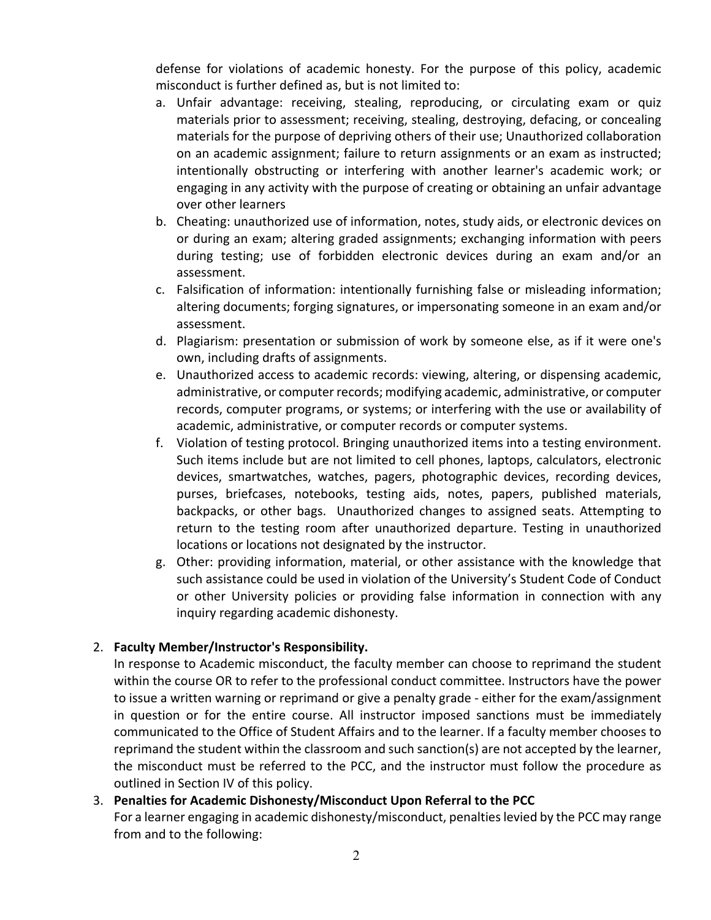defense for violations of academic honesty. For the purpose of this policy, academic misconduct is further defined as, but is not limited to:

a. Unfair advantage: receiving, stealing, reproducing, or circulating exam or quiz materials prior to assessment; receiving, stealing, destroying, defacing, or concealing materials for the purpose of depriving others of their use; Unauthorized collaboration on an academic assignment; failure to return assignments or an exam as instructed; intentionally obstructing or interfering with another learner's academic work; or engaging in any activity with the purpose of creating or obtaining an unfair advantage over other learners
b. Cheating: unauthorized use of information, notes, study aids, or electronic devices on or during an exam; altering graded assignments; exchanging information with peers during testing; use of forbidden electronic devices during an exam and/or an assessment.
c. Falsification of information: intentionally furnishing false or misleading information; altering documents; forging signatures, or impersonating someone in an exam and/or assessment.
d. Plagiarism: presentation or submission of work by someone else, as if it were one's own, including drafts of assignments.
e. Unauthorized access to academic records: viewing, altering, or dispensing academic, administrative, or computer records; modifying academic, administrative, or computer records, computer programs, or systems; or interfering with the use or availability of academic, administrative, or computer records or computer systems.
f. Violation of testing protocol. Bringing unauthorized items into a testing environment. Such items include but are not limited to cell phones, laptops, calculators, electronic devices, smartwatches, watches, pagers, photographic devices, recording devices, purses, briefcases, notebooks, testing aids, notes, papers, published materials, backpacks, or other bags. Unauthorized changes to assigned seats. Attempting to return to the testing room after unauthorized departure. Testing in unauthorized locations or locations not designated by the instructor.
g. Other: providing information, material, or other assistance with the knowledge that such assistance could be used in violation of the University's Student Code of Conduct or other University policies or providing false information in connection with any inquiry regarding academic dishonesty.

2. **Faculty Member/Instructor's Responsibility.**
   In response to Academic misconduct, the faculty member can choose to reprimand the student within the course OR to refer to the professional conduct committee. Instructors have the power to issue a written warning or reprimand or give a penalty grade - either for the exam/assignment in question or for the entire course. All instructor imposed sanctions must be immediately communicated to the Office of Student Affairs and to the learner. If a faculty member chooses to reprimand the student within the classroom and such sanction(s) are not accepted by the learner, the misconduct must be referred to the PCC, and the instructor must follow the procedure as outlined in Section IV of this policy.
3. **Penalties for Academic Dishonesty/Misconduct Upon Referral to the PCC**
   For a learner engaging in academic dishonesty/misconduct, penalties levied by the PCC may range from and to the following: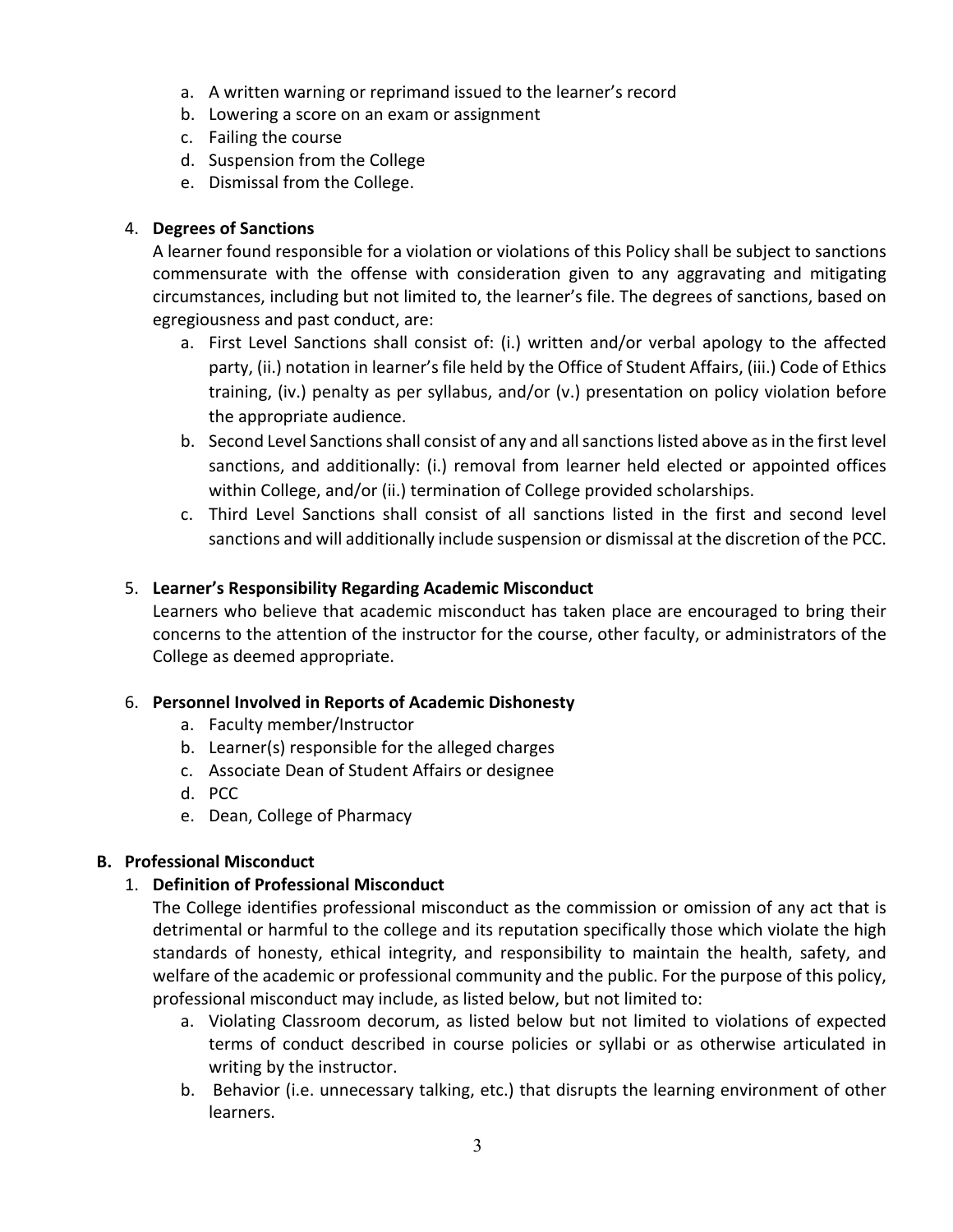a. A written warning or reprimand issued to the learner's record
b. Lowering a score on an exam or assignment
c. Failing the course
d. Suspension from the College
e. Dismissal from the College.

4. **Degrees of Sanctions**

   A learner found responsible for a violation or violations of this Policy shall be subject to sanctions commensurate with the offense with consideration given to any aggravating and mitigating circumstances, including but not limited to, the learner's file. The degrees of sanctions, based on egregiousness and past conduct, are:

   a. First Level Sanctions shall consist of: (i.) written and/or verbal apology to the affected party, (ii.) notation in learner's file held by the Office of Student Affairs, (iii.) Code of Ethics training, (iv.) penalty as per syllabus, and/or (v.) presentation on policy violation before the appropriate audience.
   b. Second Level Sanctions shall consist of any and all sanctions listed above as in the first level sanctions, and additionally: (i.) removal from learner held elected or appointed offices within College, and/or (ii.) termination of College provided scholarships.
   c. Third Level Sanctions shall consist of all sanctions listed in the first and second level sanctions and will additionally include suspension or dismissal at the discretion of the PCC.

5. **Learner's Responsibility Regarding Academic Misconduct**

   Learners who believe that academic misconduct has taken place are encouraged to bring their concerns to the attention of the instructor for the course, other faculty, or administrators of the College as deemed appropriate.

6. **Personnel Involved in Reports of Academic Dishonesty**

   a. Faculty member/Instructor
   b. Learner(s) responsible for the alleged charges
   c. Associate Dean of Student Affairs or designee
   d. PCC
   e. Dean, College of Pharmacy

**B. Professional Misconduct**

1. **Definition of Professional Misconduct**

   The College identifies professional misconduct as the commission or omission of any act that is detrimental or harmful to the college and its reputation specifically those which violate the high standards of honesty, ethical integrity, and responsibility to maintain the health, safety, and welfare of the academic or professional community and the public. For the purpose of this policy, professional misconduct may include, as listed below, but not limited to:

   a. Violating Classroom decorum, as listed below but not limited to violations of expected terms of conduct described in course policies or syllabi or as otherwise articulated in writing by the instructor.
   b. Behavior (i.e. unnecessary talking, etc.) that disrupts the learning environment of other learners.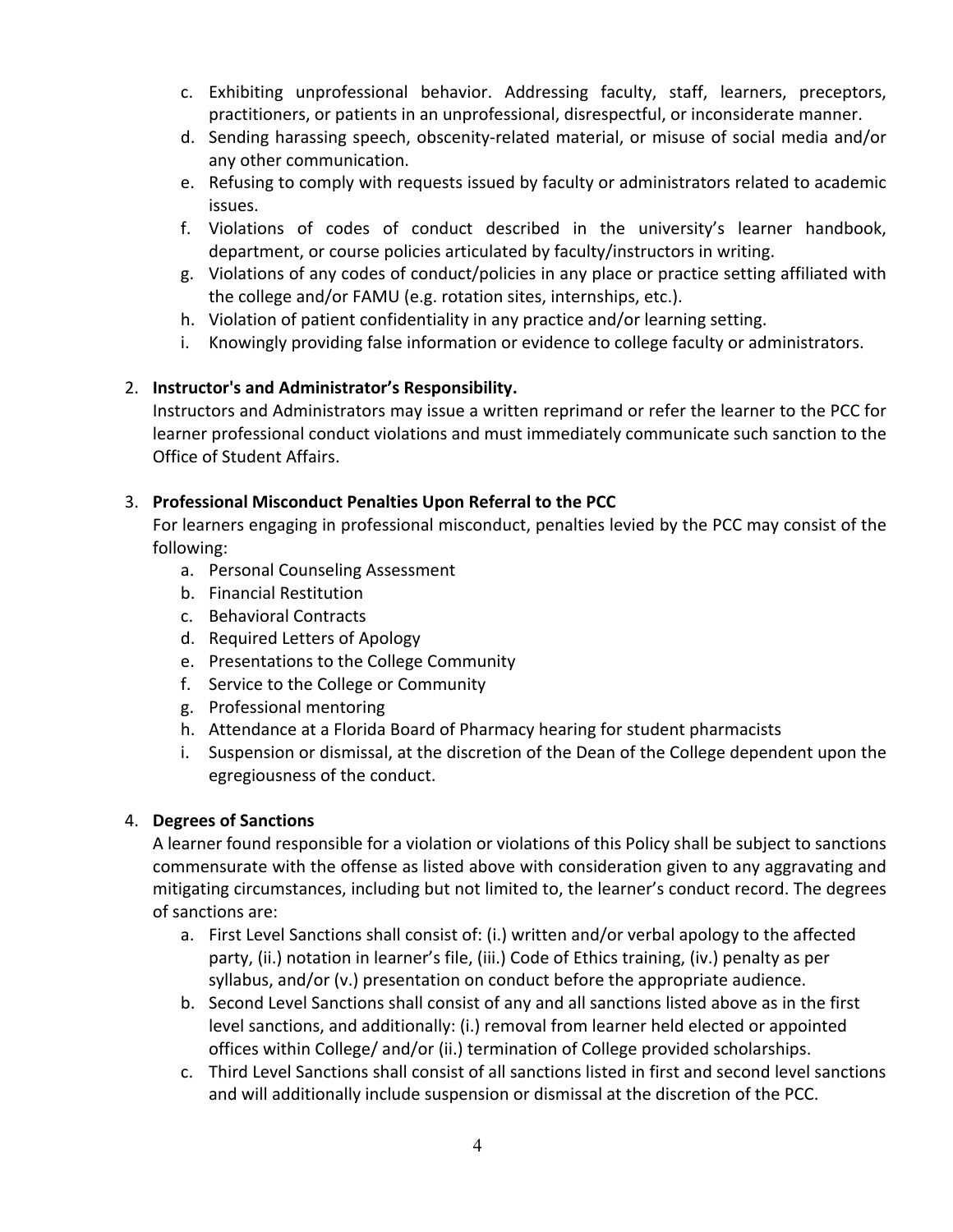c. Exhibiting unprofessional behavior. Addressing faculty, staff, learners, preceptors, practitioners, or patients in an unprofessional, disrespectful, or inconsiderate manner.
d. Sending harassing speech, obscenity-related material, or misuse of social media and/or any other communication.
e. Refusing to comply with requests issued by faculty or administrators related to academic issues.
f. Violations of codes of conduct described in the university's learner handbook, department, or course policies articulated by faculty/instructors in writing.
g. Violations of any codes of conduct/policies in any place or practice setting affiliated with the college and/or FAMU (e.g. rotation sites, internships, etc.).
h. Violation of patient confidentiality in any practice and/or learning setting.
i. Knowingly providing false information or evidence to college faculty or administrators.

2. **Instructor's and Administrator's Responsibility.**
   Instructors and Administrators may issue a written reprimand or refer the learner to the PCC for learner professional conduct violations and must immediately communicate such sanction to the Office of Student Affairs.

3. **Professional Misconduct Penalties Upon Referral to the PCC**
   For learners engaging in professional misconduct, penalties levied by the PCC may consist of the following:
   a. Personal Counseling Assessment
   b. Financial Restitution
   c. Behavioral Contracts
   d. Required Letters of Apology
   e. Presentations to the College Community
   f. Service to the College or Community
   g. Professional mentoring
   h. Attendance at a Florida Board of Pharmacy hearing for student pharmacists
   i. Suspension or dismissal, at the discretion of the Dean of the College dependent upon the egregiousness of the conduct.

4. **Degrees of Sanctions**
   A learner found responsible for a violation or violations of this Policy shall be subject to sanctions commensurate with the offense as listed above with consideration given to any aggravating and mitigating circumstances, including but not limited to, the learner's conduct record. The degrees of sanctions are:
   a. First Level Sanctions shall consist of: (i.) written and/or verbal apology to the affected party, (ii.) notation in learner's file, (iii.) Code of Ethics training, (iv.) penalty as per syllabus, and/or (v.) presentation on conduct before the appropriate audience.
   b. Second Level Sanctions shall consist of any and all sanctions listed above as in the first level sanctions, and additionally: (i.) removal from learner held elected or appointed offices within College/ and/or (ii.) termination of College provided scholarships.
   c. Third Level Sanctions shall consist of all sanctions listed in first and second level sanctions and will additionally include suspension or dismissal at the discretion of the PCC.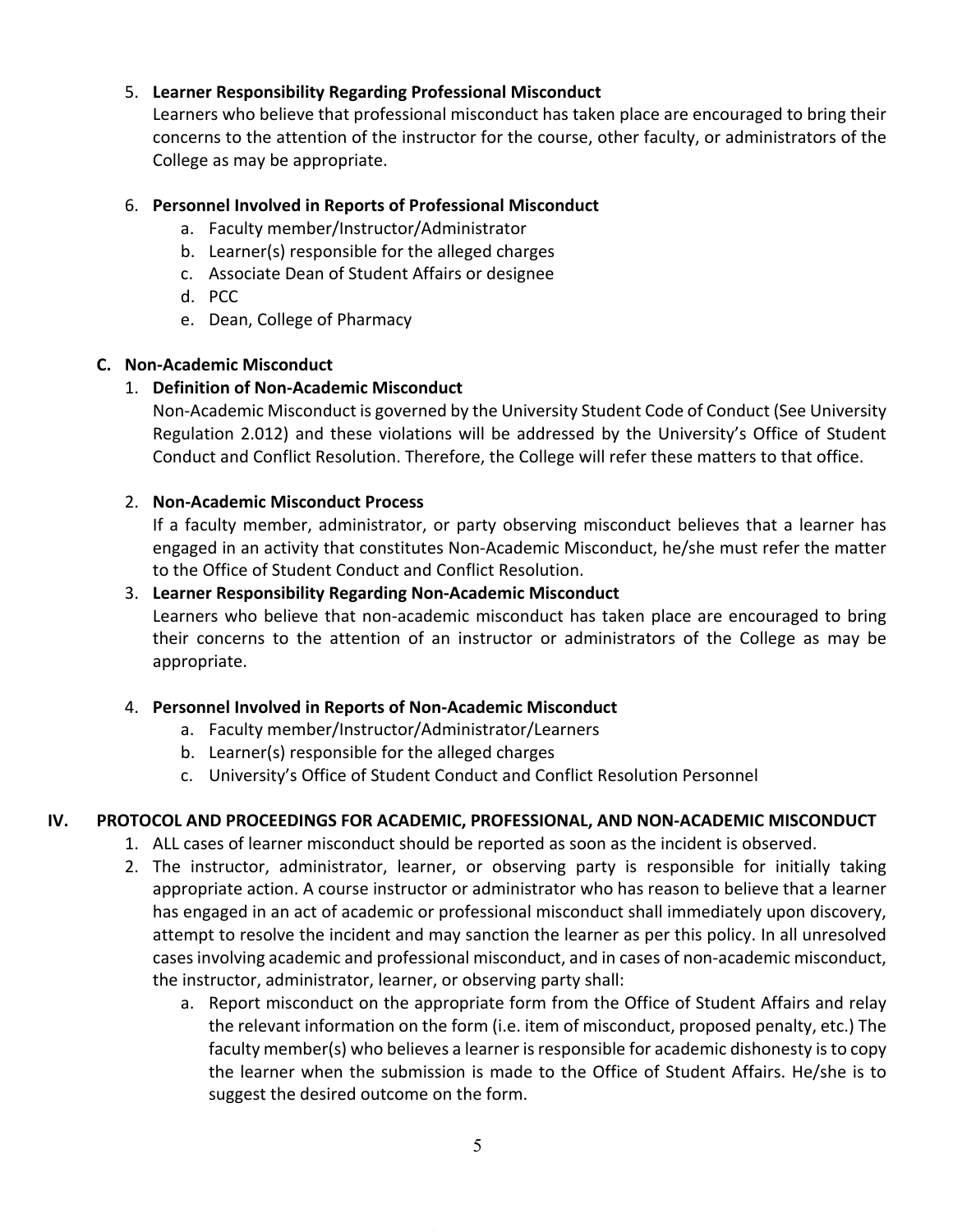5. **Learner Responsibility Regarding Professional Misconduct**
   Learners who believe that professional misconduct has taken place are encouraged to bring their concerns to the attention of the instructor for the course, other faculty, or administrators of the College as may be appropriate.

6. **Personnel Involved in Reports of Professional Misconduct**
   a. Faculty member/Instructor/Administrator
   b. Learner(s) responsible for the alleged charges
   c. Associate Dean of Student Affairs or designee
   d. PCC
   e. Dean, College of Pharmacy

### C. Non-Academic Misconduct

1. **Definition of Non-Academic Misconduct**
   Non-Academic Misconduct is governed by the University Student Code of Conduct (See University Regulation 2.012) and these violations will be addressed by the University's Office of Student Conduct and Conflict Resolution. Therefore, the College will refer these matters to that office.

2. **Non-Academic Misconduct Process**
   If a faculty member, administrator, or party observing misconduct believes that a learner has engaged in an activity that constitutes Non-Academic Misconduct, he/she must refer the matter to the Office of Student Conduct and Conflict Resolution.

3. **Learner Responsibility Regarding Non-Academic Misconduct**
   Learners who believe that non-academic misconduct has taken place are encouraged to bring their concerns to the attention of an instructor or administrators of the College as may be appropriate.

4. **Personnel Involved in Reports of Non-Academic Misconduct**
   a. Faculty member/Instructor/Administrator/Learners
   b. Learner(s) responsible for the alleged charges
   c. University's Office of Student Conduct and Conflict Resolution Personnel

## IV. PROTOCOL AND PROCEEDINGS FOR ACADEMIC, PROFESSIONAL, AND NON-ACADEMIC MISCONDUCT

1. ALL cases of learner misconduct should be reported as soon as the incident is observed.
2. The instructor, administrator, learner, or observing party is responsible for initially taking appropriate action. A course instructor or administrator who has reason to believe that a learner has engaged in an act of academic or professional misconduct shall immediately upon discovery, attempt to resolve the incident and may sanction the learner as per this policy. In all unresolved cases involving academic and professional misconduct, and in cases of non-academic misconduct, the instructor, administrator, learner, or observing party shall:
   a. Report misconduct on the appropriate form from the Office of Student Affairs and relay the relevant information on the form (i.e. item of misconduct, proposed penalty, etc.) The faculty member(s) who believes a learner is responsible for academic dishonesty is to copy the learner when the submission is made to the Office of Student Affairs. He/she is to suggest the desired outcome on the form.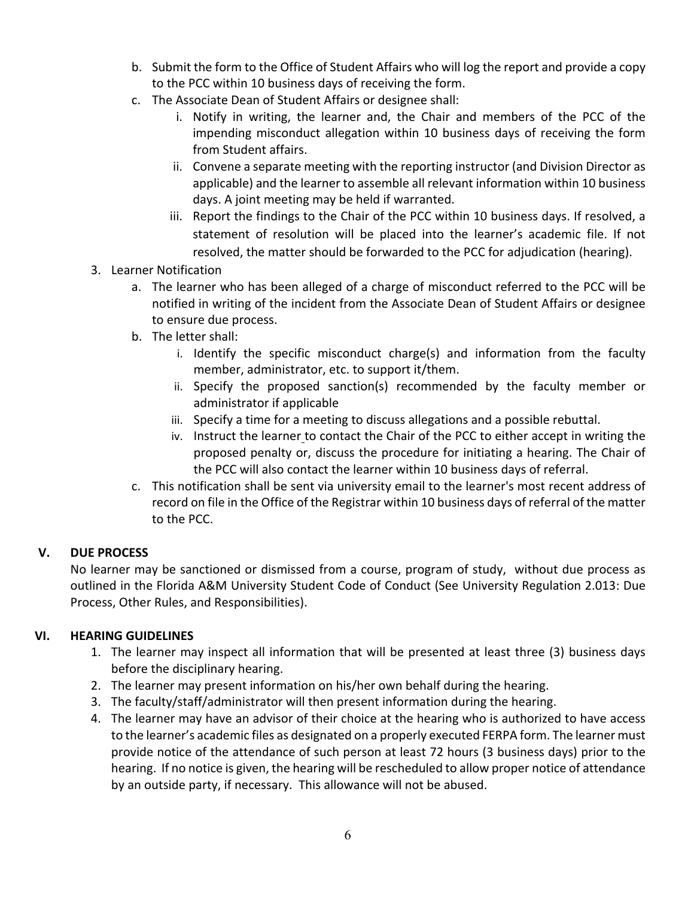b. Submit the form to the Office of Student Affairs who will log the report and provide a copy to the PCC within 10 business days of receiving the form.

c. The Associate Dean of Student Affairs or designee shall:

   i. Notify in writing, the learner and, the Chair and members of the PCC of the impending misconduct allegation within 10 business days of receiving the form from Student affairs.

   ii. Convene a separate meeting with the reporting instructor (and Division Director as applicable) and the learner to assemble all relevant information within 10 business days. A joint meeting may be held if warranted.

   iii. Report the findings to the Chair of the PCC within 10 business days. If resolved, a statement of resolution will be placed into the learner's academic file. If not resolved, the matter should be forwarded to the PCC for adjudication (hearing).

3. Learner Notification

   a. The learner who has been alleged of a charge of misconduct referred to the PCC will be notified in writing of the incident from the Associate Dean of Student Affairs or designee to ensure due process.

   b. The letter shall:

      i. Identify the specific misconduct charge(s) and information from the faculty member, administrator, etc. to support it/them.

      ii. Specify the proposed sanction(s) recommended by the faculty member or administrator if applicable

      iii. Specify a time for a meeting to discuss allegations and a possible rebuttal.

      iv. Instruct the learner to contact the Chair of the PCC to either accept in writing the proposed penalty or, discuss the procedure for initiating a hearing. The Chair of the PCC will also contact the learner within 10 business days of referral.

   c. This notification shall be sent via university email to the learner's most recent address of record on file in the Office of the Registrar within 10 business days of referral of the matter to the PCC.

## V. DUE PROCESS

No learner may be sanctioned or dismissed from a course, program of study, without due process as outlined in the Florida A&M University Student Code of Conduct (See University Regulation 2.013: Due Process, Other Rules, and Responsibilities).

## VI. HEARING GUIDELINES

1. The learner may inspect all information that will be presented at least three (3) business days before the disciplinary hearing.
2. The learner may present information on his/her own behalf during the hearing.
3. The faculty/staff/administrator will then present information during the hearing.
4. The learner may have an advisor of their choice at the hearing who is authorized to have access to the learner's academic files as designated on a properly executed FERPA form. The learner must provide notice of the attendance of such person at least 72 hours (3 business days) prior to the hearing. If no notice is given, the hearing will be rescheduled to allow proper notice of attendance by an outside party, if necessary. This allowance will not be abused.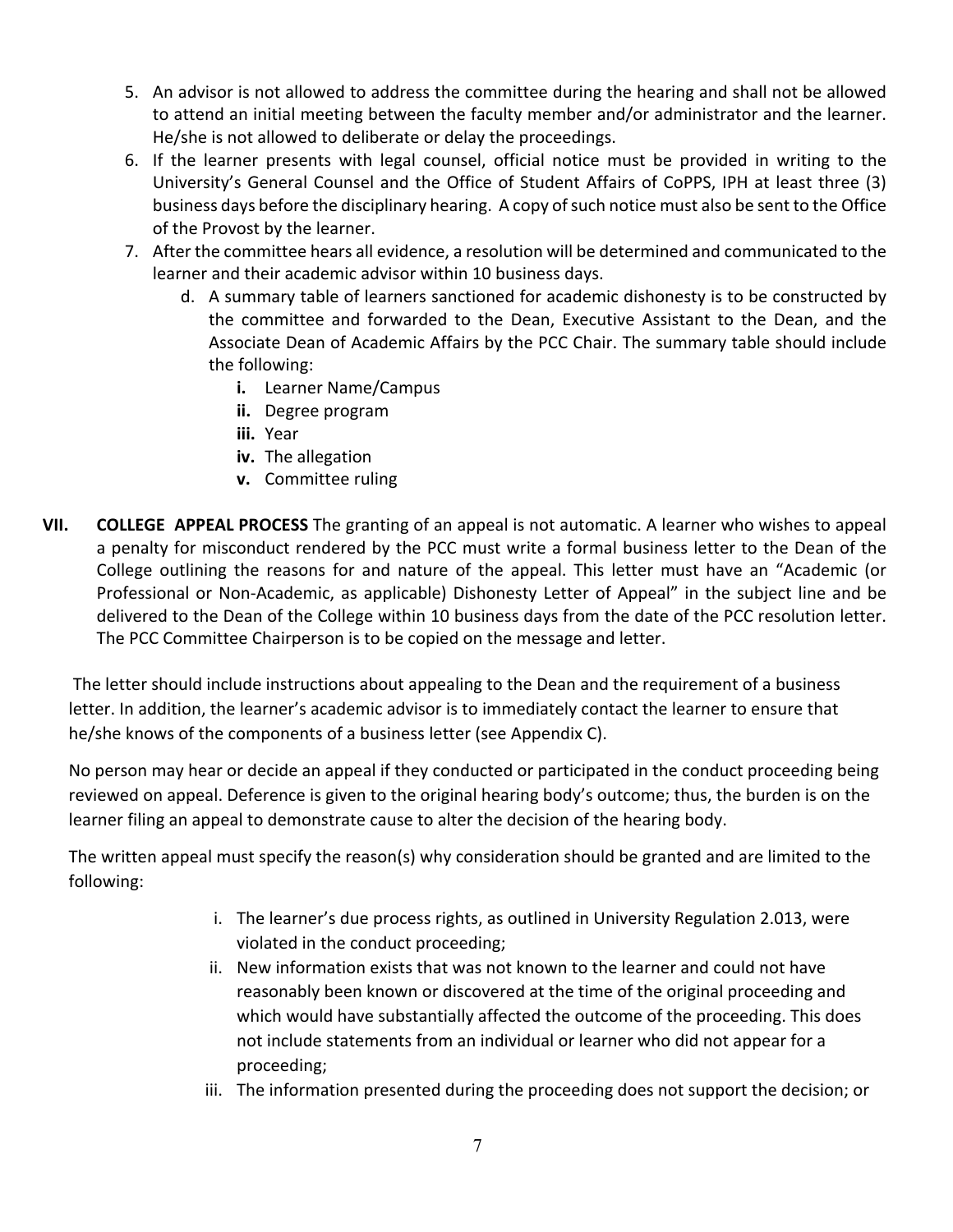5. An advisor is not allowed to address the committee during the hearing and shall not be allowed to attend an initial meeting between the faculty member and/or administrator and the learner. He/she is not allowed to deliberate or delay the proceedings.
6. If the learner presents with legal counsel, official notice must be provided in writing to the University's General Counsel and the Office of Student Affairs of CoPPS, IPH at least three (3) business days before the disciplinary hearing. A copy of such notice must also be sent to the Office of the Provost by the learner.
7. After the committee hears all evidence, a resolution will be determined and communicated to the learner and their academic advisor within 10 business days.
   d. A summary table of learners sanctioned for academic dishonesty is to be constructed by the committee and forwarded to the Dean, Executive Assistant to the Dean, and the Associate Dean of Academic Affairs by the PCC Chair. The summary table should include the following:
      **i.** Learner Name/Campus
      **ii.** Degree program
      **iii.** Year
      **iv.** The allegation
      **v.** Committee ruling

**VII. COLLEGE APPEAL PROCESS** The granting of an appeal is not automatic. A learner who wishes to appeal a penalty for misconduct rendered by the PCC must write a formal business letter to the Dean of the College outlining the reasons for and nature of the appeal. This letter must have an "Academic (or Professional or Non-Academic, as applicable) Dishonesty Letter of Appeal" in the subject line and be delivered to the Dean of the College within 10 business days from the date of the PCC resolution letter. The PCC Committee Chairperson is to be copied on the message and letter.

The letter should include instructions about appealing to the Dean and the requirement of a business letter. In addition, the learner's academic advisor is to immediately contact the learner to ensure that he/she knows of the components of a business letter (see Appendix C).

No person may hear or decide an appeal if they conducted or participated in the conduct proceeding being reviewed on appeal. Deference is given to the original hearing body's outcome; thus, the burden is on the learner filing an appeal to demonstrate cause to alter the decision of the hearing body.

The written appeal must specify the reason(s) why consideration should be granted and are limited to the following:

i. The learner's due process rights, as outlined in University Regulation 2.013, were violated in the conduct proceeding;
ii. New information exists that was not known to the learner and could not have reasonably been known or discovered at the time of the original proceeding and which would have substantially affected the outcome of the proceeding. This does not include statements from an individual or learner who did not appear for a proceeding;
iii. The information presented during the proceeding does not support the decision; or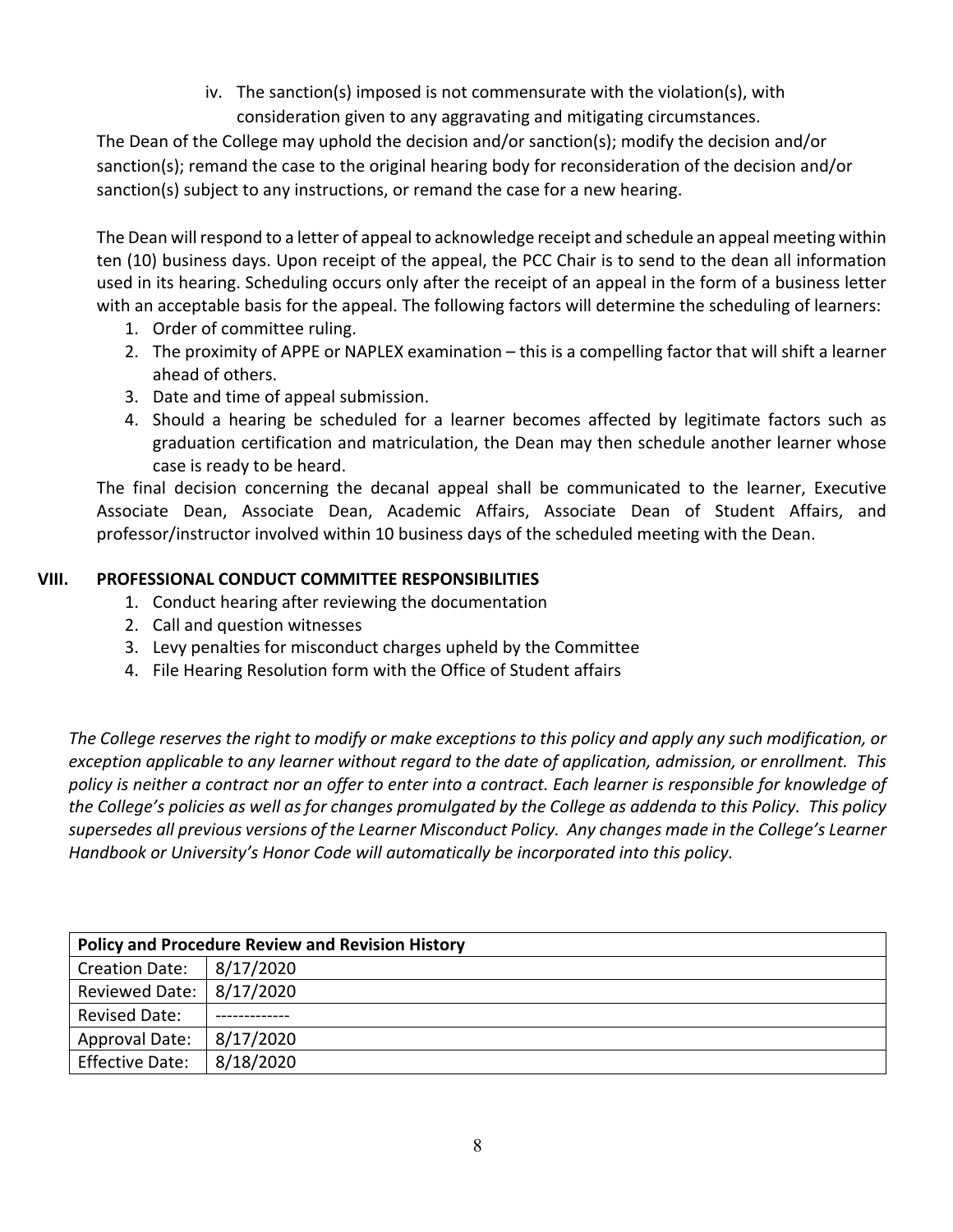iv. The sanction(s) imposed is not commensurate with the violation(s), with consideration given to any aggravating and mitigating circumstances.

The Dean of the College may uphold the decision and/or sanction(s); modify the decision and/or sanction(s); remand the case to the original hearing body for reconsideration of the decision and/or sanction(s) subject to any instructions, or remand the case for a new hearing.

The Dean will respond to a letter of appeal to acknowledge receipt and schedule an appeal meeting within ten (10) business days. Upon receipt of the appeal, the PCC Chair is to send to the dean all information used in its hearing. Scheduling occurs only after the receipt of an appeal in the form of a business letter with an acceptable basis for the appeal. The following factors will determine the scheduling of learners:

1. Order of committee ruling.
2. The proximity of APPE or NAPLEX examination – this is a compelling factor that will shift a learner ahead of others.
3. Date and time of appeal submission.
4. Should a hearing be scheduled for a learner becomes affected by legitimate factors such as graduation certification and matriculation, the Dean may then schedule another learner whose case is ready to be heard.

The final decision concerning the decanal appeal shall be communicated to the learner, Executive Associate Dean, Associate Dean, Academic Affairs, Associate Dean of Student Affairs, and professor/instructor involved within 10 business days of the scheduled meeting with the Dean.

## VIII. PROFESSIONAL CONDUCT COMMITTEE RESPONSIBILITIES

1. Conduct hearing after reviewing the documentation
2. Call and question witnesses
3. Levy penalties for misconduct charges upheld by the Committee
4. File Hearing Resolution form with the Office of Student affairs

*The College reserves the right to modify or make exceptions to this policy and apply any such modification, or exception applicable to any learner without regard to the date of application, admission, or enrollment. This policy is neither a contract nor an offer to enter into a contract. Each learner is responsible for knowledge of the College's policies as well as for changes promulgated by the College as addenda to this Policy. This policy supersedes all previous versions of the Learner Misconduct Policy. Any changes made in the College's Learner Handbook or University's Honor Code will automatically be incorporated into this policy.*

| **Policy and Procedure Review and Revision History** | |
|---|---|
| Creation Date: | 8/17/2020 |
| Reviewed Date: | 8/17/2020 |
| Revised Date: | ------------- |
| Approval Date: | 8/17/2020 |
| Effective Date: | 8/18/2020 |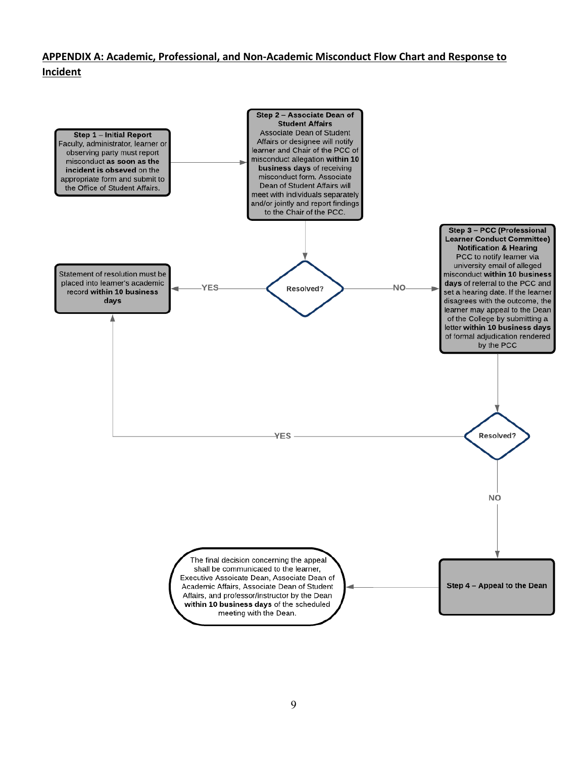## APPENDIX A: Academic, Professional, and Non-Academic Misconduct Flow Chart and Response to Incident

**Step 1 – Initial Report**
Faculty, administrator, learner or observing party must report misconduct **as soon as the incident is obseved** on the appropriate form and submit to the Office of Student Affairs.

**Step 2 – Associate Dean of Student Affairs**
Associate Dean of Student Affairs or designee will notify learner and Chair of the PCC of misconduct allegation **within 10 business days** of receiving misconduct form. Associate Dean of Student Affairs will meet with individuals separately and/or jointly and report findings to the Chair of the PCC.

**Resolved?**

- YES → Statement of resolution must be placed into learner's academic record **within 10 business days**
- NO → **Step 3 – PCC (Professional Learner Conduct Committee) Notification & Hearing**
  PCC to notify learner via university email of alleged misconduct **within 10 business days** of referral to the PCC and set a hearing date. If the learner disagrees with the outcome, the learner may appeal to the Dean of the College by submitting a letter **within 10 business days** of formal adjudication rendered by the PCC

**Resolved?**

- YES → Statement of resolution must be placed into learner's academic record **within 10 business days**
- NO → **Step 4 – Appeal to the Dean**

The final decision concerning the appeal shall be communicated to the learner, Executive Assoicate Dean, Associate Dean of Academic Affairs, Associate Dean of Student Affairs, and professor/instructor by the Dean **within 10 business days** of the scheduled meeting with the Dean.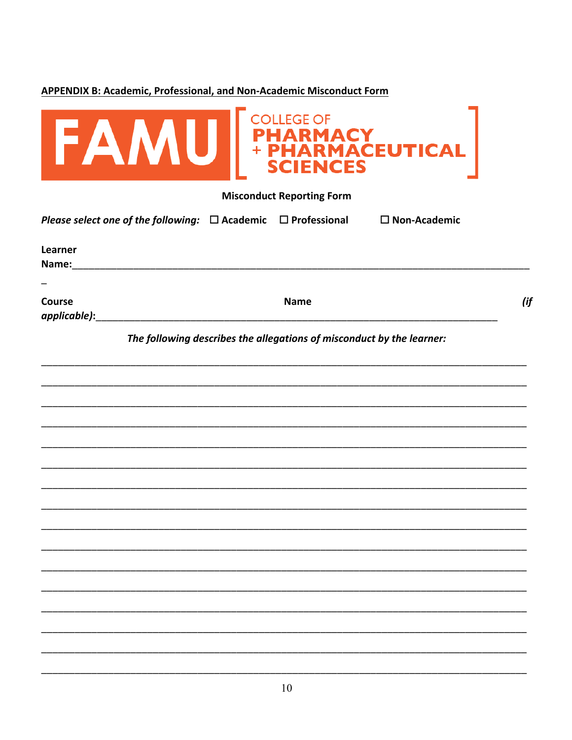**APPENDIX B: Academic, Professional, and Non-Academic Misconduct Form**

FAMU [ COLLEGE OF PHARMACY + PHARMACEUTICAL SCIENCES ]

**Misconduct Reporting Form**

***Please select one of the following:*** ☐ **Academic** ☐ **Professional** ☐ **Non-Academic**

**Learner Name:**___________________________________________________________________________________

**Course Name** ***(if applicable)***:___________________________________________________________________________

***The following describes the allegations of misconduct by the learner:***

______________________________________________________________________________________

______________________________________________________________________________________

______________________________________________________________________________________

______________________________________________________________________________________

______________________________________________________________________________________

______________________________________________________________________________________

______________________________________________________________________________________

______________________________________________________________________________________

______________________________________________________________________________________

______________________________________________________________________________________

______________________________________________________________________________________

______________________________________________________________________________________

______________________________________________________________________________________

______________________________________________________________________________________

______________________________________________________________________________________

______________________________________________________________________________________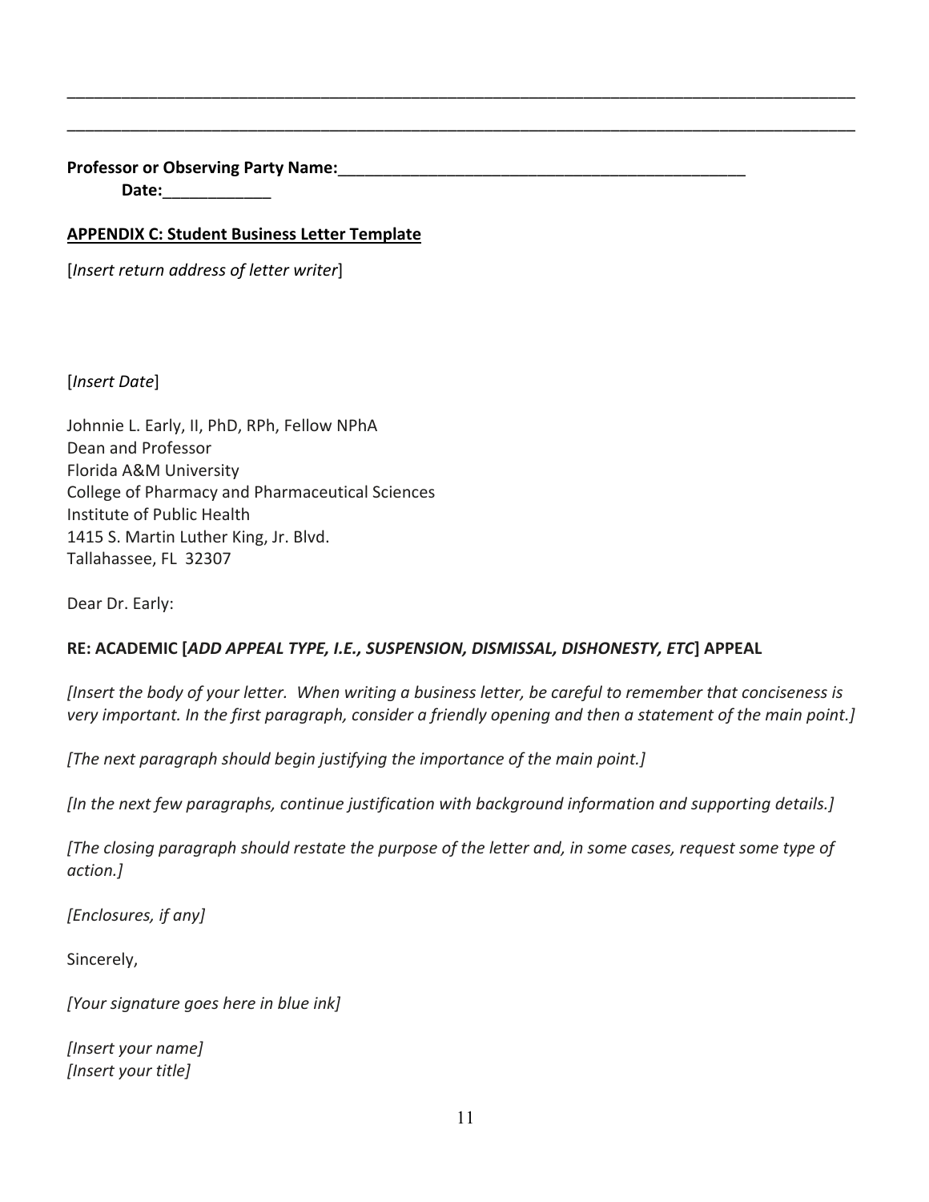\_\_\_\_\_\_\_\_\_\_\_\_\_\_\_\_\_\_\_\_\_\_\_\_\_\_\_\_\_\_\_\_\_\_\_\_\_\_\_\_\_\_\_\_\_\_\_\_\_\_\_\_\_\_\_\_\_\_\_\_\_\_\_\_\_\_\_\_\_\_\_\_\_\_\_\_\_\_\_\_\_\_\_\_\_\_\_\_

\_\_\_\_\_\_\_\_\_\_\_\_\_\_\_\_\_\_\_\_\_\_\_\_\_\_\_\_\_\_\_\_\_\_\_\_\_\_\_\_\_\_\_\_\_\_\_\_\_\_\_\_\_\_\_\_\_\_\_\_\_\_\_\_\_\_\_\_\_\_\_\_\_\_\_\_\_\_\_\_\_\_\_\_\_\_\_\_

**Professor or Observing Party Name:**\_\_\_\_\_\_\_\_\_\_\_\_\_\_\_\_\_\_\_\_\_\_\_\_\_\_\_\_\_\_\_\_\_\_\_\_\_\_\_\_\_\_\_\_\_\_\_\_
**Date:**\_\_\_\_\_\_\_\_\_\_\_\_

**<u>APPENDIX C: Student Business Letter Template</u>**

[*Insert return address of letter writer*]

[*Insert Date*]

Johnnie L. Early, II, PhD, RPh, Fellow NPhA
Dean and Professor
Florida A&M University
College of Pharmacy and Pharmaceutical Sciences
Institute of Public Health
1415 S. Martin Luther King, Jr. Blvd.
Tallahassee, FL 32307

Dear Dr. Early:

**RE: ACADEMIC [*ADD APPEAL TYPE, I.E., SUSPENSION, DISMISSAL, DISHONESTY, ETC*] APPEAL**

*[Insert the body of your letter. When writing a business letter, be careful to remember that conciseness is very important. In the first paragraph, consider a friendly opening and then a statement of the main point.]*

*[The next paragraph should begin justifying the importance of the main point.]*

*[In the next few paragraphs, continue justification with background information and supporting details.]*

*[The closing paragraph should restate the purpose of the letter and, in some cases, request some type of action.]*

*[Enclosures, if any]*

Sincerely,

*[Your signature goes here in blue ink]*

*[Insert your name]*
*[Insert your title]*